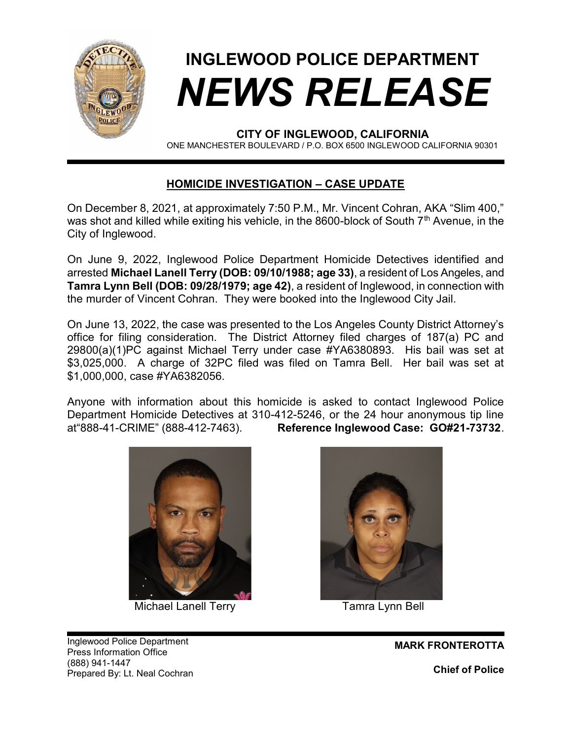# INGLEWOOD POLICE DEPARTMENT

# *NEWS RELEASE*

**CITY OF INGLEWOOD, CALIFORNIA**

ONE MANCHESTER BOULEVARD / P.O. BOX 6500 INGLEWOOD CALIFORNIA 90301

## HOMICIDE INVESTIGATION – CASE UPDATE

On December 8, 2021, at approximately 7:50 P.M., Mr. Vincent Cohran, AKA "Slim 400," was shot and killed while exiting his vehicle, in the 8600-block of South 7th Avenue, in the City of Inglewood.

On June 9, 2022, Inglewood Police Department Homicide Detectives identified and arrested **Michael Lanell Terry (DOB: 09/10/1988; age 33)**, a resident of Los Angeles, and **Tamra Lynn Bell (DOB: 09/28/1979; age 42)**, a resident of Inglewood, in connection with the murder of Vincent Cohran. They were booked into the Inglewood City Jail.

On June 13, 2022, the case was presented to the Los Angeles County District Attorney's office for filing consideration. The District Attorney filed charges of 187(a) PC and 29800(a)(1)PC against Michael Terry under case #YA6380893. His bail was set at $3,025,000. A charge of 32PC filed was filed on Tamra Bell. Her bail was set at $1,000,000, case #YA6382056.

Anyone with information about this homicide is asked to contact Inglewood Police Department Homicide Detectives at 310-412-5246, or the 24 hour anonymous tip line at"888-41-CRIME" (888-412-7463). **Reference Inglewood Case: GO#21-73732**.

Michael Lanell Terry

Tamra Lynn Bell

Inglewood Police Department
Press Information Office
(888) 941-1447
Prepared By: Lt. Neal Cochran

**MARK FRONTEROTTA**

**Chief of Police**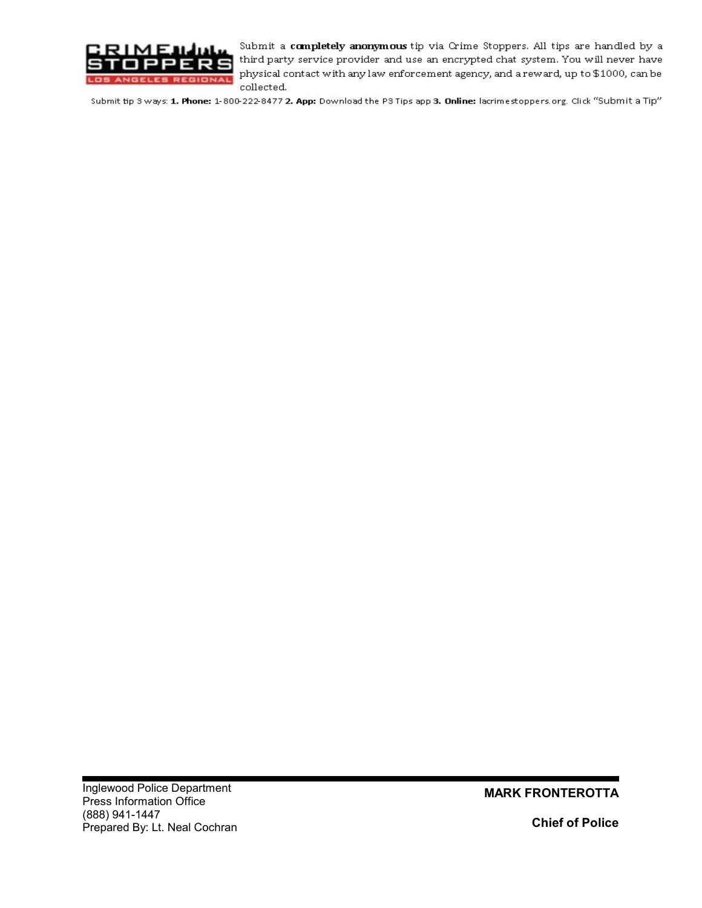CRIME STOPPERS LOS ANGELES REGIONAL

Submit a **completely anonymous** tip via Crime Stoppers. All tips are handled by a third party service provider and use an encrypted chat system. You will never have physical contact with any law enforcement agency, and a reward, up to $1000, can be collected.

Submit tip 3 ways: **1. Phone:** 1-800-222-8477 **2. App:** Download the P3 Tips app **3. Online:** lacrimestoppers.org. Click "Submit a Tip"

---

Inglewood Police Department
Press Information Office
(888) 941-1447
Prepared By: Lt. Neal Cochran

**MARK FRONTEROTTA**

**Chief of Police**